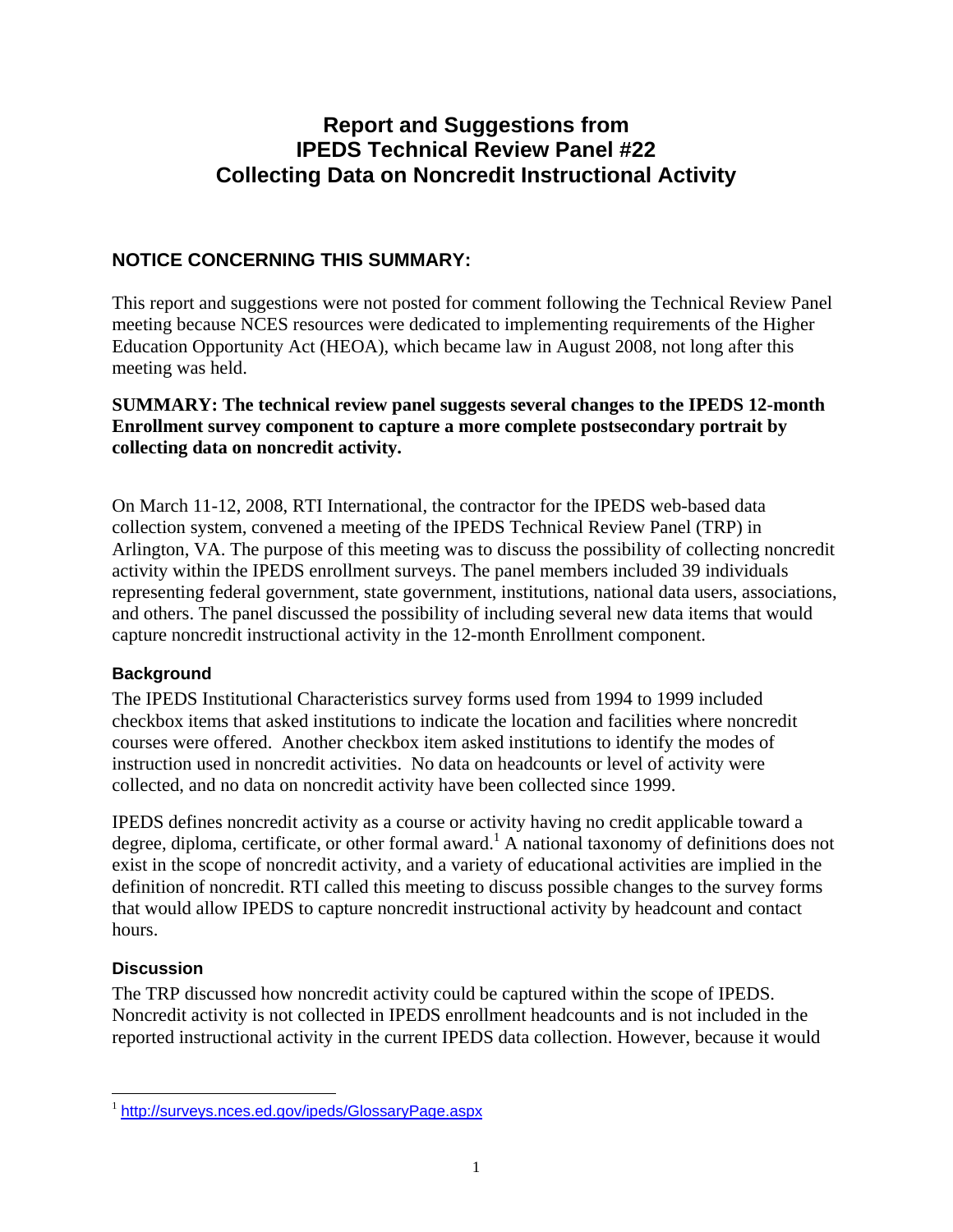# Report and Suggestions from IPEDS Technical Review Panel #22 Collecting Data on Noncredit Instructional Activity

## NOTICE CONCERNING THIS SUMMARY:

This report and suggestions were not posted for comment following the Technical Review Panel meeting because NCES resources were dedicated to implementing requirements of the Higher Education Opportunity Act (HEOA), which became law in August 2008, not long after this meeting was held.

**SUMMARY: The technical review panel suggests several changes to the IPEDS 12-month Enrollment survey component to capture a more complete postsecondary portrait by collecting data on noncredit activity.**

On March 11-12, 2008, RTI International, the contractor for the IPEDS web-based data collection system, convened a meeting of the IPEDS Technical Review Panel (TRP) in Arlington, VA. The purpose of this meeting was to discuss the possibility of collecting noncredit activity within the IPEDS enrollment surveys. The panel members included 39 individuals representing federal government, state government, institutions, national data users, associations, and others. The panel discussed the possibility of including several new data items that would capture noncredit instructional activity in the 12-month Enrollment component.

### Background

The IPEDS Institutional Characteristics survey forms used from 1994 to 1999 included checkbox items that asked institutions to indicate the location and facilities where noncredit courses were offered. Another checkbox item asked institutions to identify the modes of instruction used in noncredit activities. No data on headcounts or level of activity were collected, and no data on noncredit activity have been collected since 1999.

IPEDS defines noncredit activity as a course or activity having no credit applicable toward a degree, diploma, certificate, or other formal award.[1] A national taxonomy of definitions does not exist in the scope of noncredit activity, and a variety of educational activities are implied in the definition of noncredit. RTI called this meeting to discuss possible changes to the survey forms that would allow IPEDS to capture noncredit instructional activity by headcount and contact hours.

### Discussion

The TRP discussed how noncredit activity could be captured within the scope of IPEDS. Noncredit activity is not collected in IPEDS enrollment headcounts and is not included in the reported instructional activity in the current IPEDS data collection. However, because it would

---

[1] http://surveys.nces.ed.gov/ipeds/GlossaryPage.aspx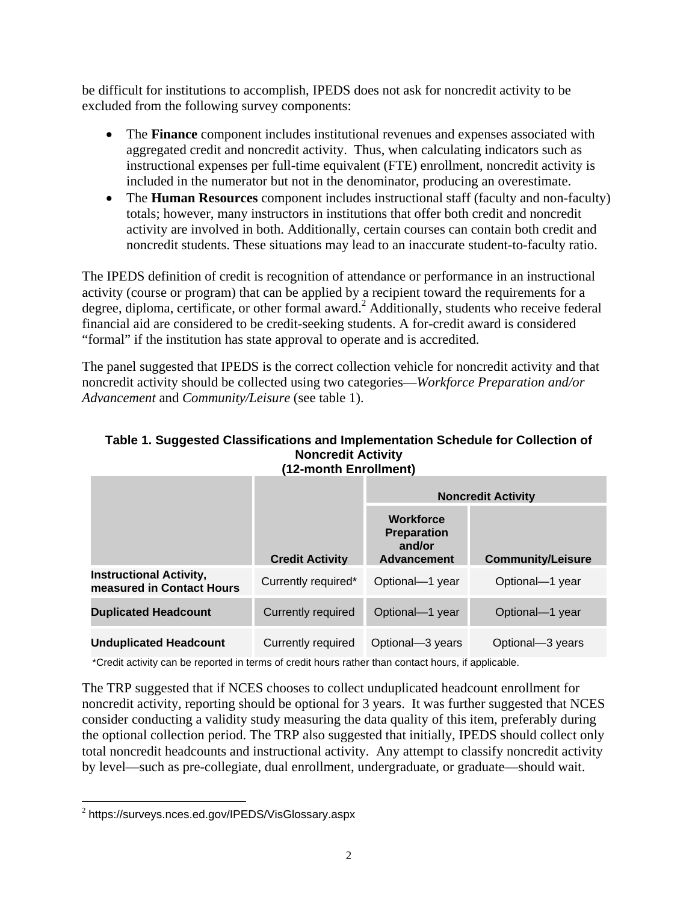be difficult for institutions to accomplish, IPEDS does not ask for noncredit activity to be excluded from the following survey components:

- The **Finance** component includes institutional revenues and expenses associated with aggregated credit and noncredit activity. Thus, when calculating indicators such as instructional expenses per full-time equivalent (FTE) enrollment, noncredit activity is included in the numerator but not in the denominator, producing an overestimate.
- The **Human Resources** component includes instructional staff (faculty and non-faculty) totals; however, many instructors in institutions that offer both credit and noncredit activity are involved in both. Additionally, certain courses can contain both credit and noncredit students. These situations may lead to an inaccurate student-to-faculty ratio.

The IPEDS definition of credit is recognition of attendance or performance in an instructional activity (course or program) that can be applied by a recipient toward the requirements for a degree, diploma, certificate, or other formal award.[2] Additionally, students who receive federal financial aid are considered to be credit-seeking students. A for-credit award is considered "formal" if the institution has state approval to operate and is accredited.

The panel suggested that IPEDS is the correct collection vehicle for noncredit activity and that noncredit activity should be collected using two categories—*Workforce Preparation and/or Advancement* and *Community/Leisure* (see table 1).

**Table 1. Suggested Classifications and Implementation Schedule for Collection of Noncredit Activity (12-month Enrollment)**

| | | Noncredit Activity | |
|---|---|---|---|
| | **Credit Activity** | **Workforce Preparation and/or Advancement** | **Community/Leisure** |
| **Instructional Activity, measured in Contact Hours** | Currently required* | Optional—1 year | Optional—1 year |
| **Duplicated Headcount** | Currently required | Optional—1 year | Optional—1 year |
| **Unduplicated Headcount** | Currently required | Optional—3 years | Optional—3 years |

*Credit activity can be reported in terms of credit hours rather than contact hours, if applicable.

The TRP suggested that if NCES chooses to collect unduplicated headcount enrollment for noncredit activity, reporting should be optional for 3 years. It was further suggested that NCES consider conducting a validity study measuring the data quality of this item, preferably during the optional collection period. The TRP also suggested that initially, IPEDS should collect only total noncredit headcounts and instructional activity. Any attempt to classify noncredit activity by level—such as pre-collegiate, dual enrollment, undergraduate, or graduate—should wait.

---

[2] https://surveys.nces.ed.gov/IPEDS/VisGlossary.aspx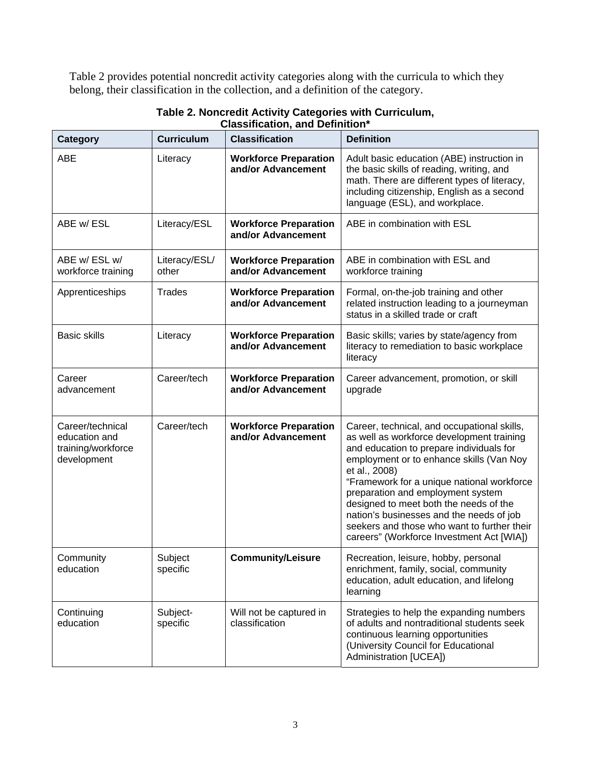Table 2 provides potential noncredit activity categories along with the curricula to which they belong, their classification in the collection, and a definition of the category.

**Table 2. Noncredit Activity Categories with Curriculum, Classification, and Definition***

| Category | Curriculum | Classification | Definition |
|---|---|---|---|
| ABE | Literacy | **Workforce Preparation and/or Advancement** | Adult basic education (ABE) instruction in the basic skills of reading, writing, and math. There are different types of literacy, including citizenship, English as a second language (ESL), and workplace. |
| ABE w/ ESL | Literacy/ESL | **Workforce Preparation and/or Advancement** | ABE in combination with ESL |
| ABE w/ ESL w/ workforce training | Literacy/ESL/ other | **Workforce Preparation and/or Advancement** | ABE in combination with ESL and workforce training |
| Apprenticeships | Trades | **Workforce Preparation and/or Advancement** | Formal, on-the-job training and other related instruction leading to a journeyman status in a skilled trade or craft |
| Basic skills | Literacy | **Workforce Preparation and/or Advancement** | Basic skills; varies by state/agency from literacy to remediation to basic workplace literacy |
| Career advancement | Career/tech | **Workforce Preparation and/or Advancement** | Career advancement, promotion, or skill upgrade |
| Career/technical education and training/workforce development | Career/tech | **Workforce Preparation and/or Advancement** | Career, technical, and occupational skills, as well as workforce development training and education to prepare individuals for employment or to enhance skills (Van Noy et al., 2008) "Framework for a unique national workforce preparation and employment system designed to meet both the needs of the nation's businesses and the needs of job seekers and those who want to further their careers" (Workforce Investment Act [WIA]) |
| Community education | Subject specific | **Community/Leisure** | Recreation, leisure, hobby, personal enrichment, family, social, community education, adult education, and lifelong learning |
| Continuing education | Subject-specific | Will not be captured in classification | Strategies to help the expanding numbers of adults and nontraditional students seek continuous learning opportunities (University Council for Educational Administration [UCEA]) |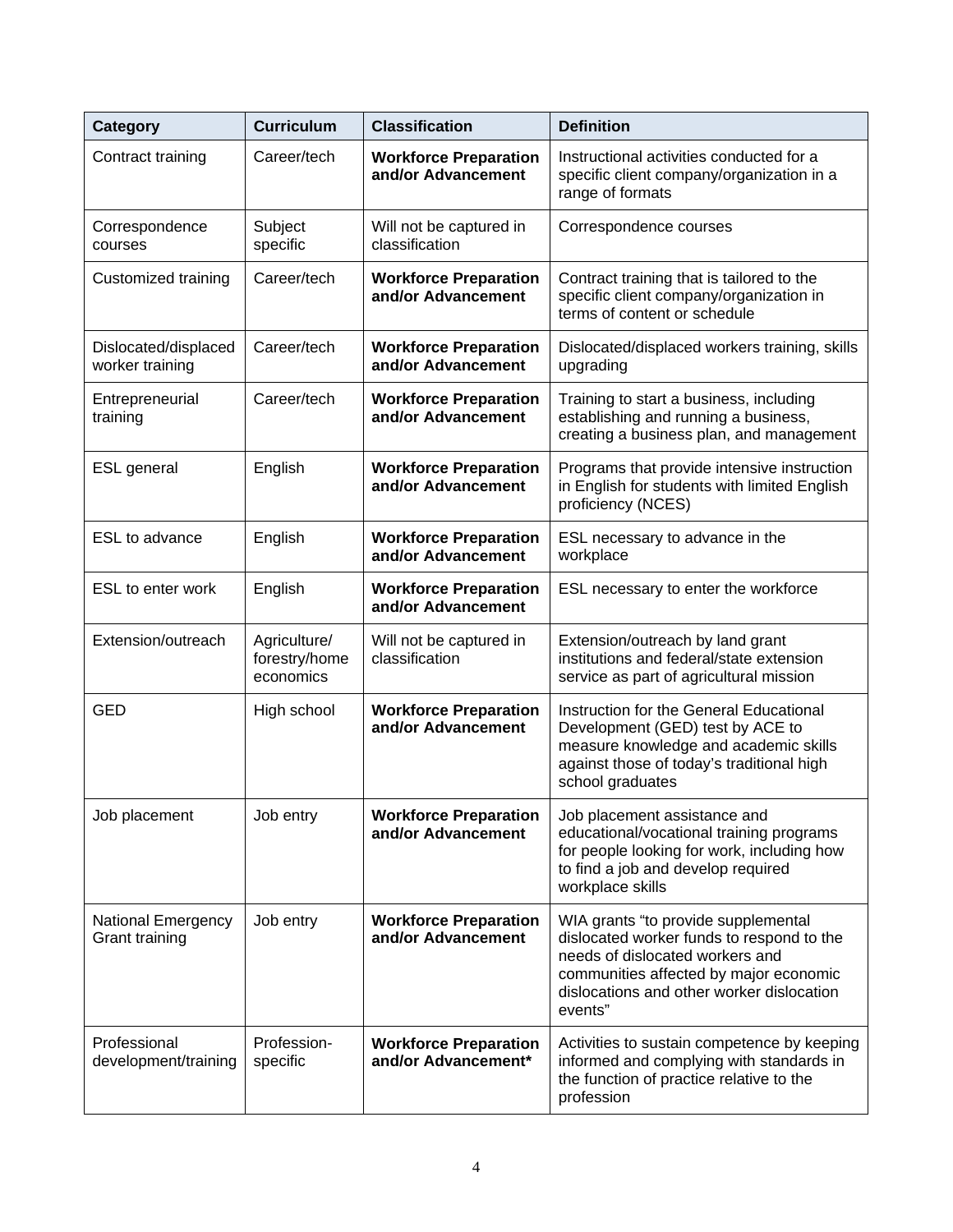| Category | Curriculum | Classification | Definition |
| --- | --- | --- | --- |
| Contract training | Career/tech | **Workforce Preparation and/or Advancement** | Instructional activities conducted for a specific client company/organization in a range of formats |
| Correspondence courses | Subject specific | Will not be captured in classification | Correspondence courses |
| Customized training | Career/tech | **Workforce Preparation and/or Advancement** | Contract training that is tailored to the specific client company/organization in terms of content or schedule |
| Dislocated/displaced worker training | Career/tech | **Workforce Preparation and/or Advancement** | Dislocated/displaced workers training, skills upgrading |
| Entrepreneurial training | Career/tech | **Workforce Preparation and/or Advancement** | Training to start a business, including establishing and running a business, creating a business plan, and management |
| ESL general | English | **Workforce Preparation and/or Advancement** | Programs that provide intensive instruction in English for students with limited English proficiency (NCES) |
| ESL to advance | English | **Workforce Preparation and/or Advancement** | ESL necessary to advance in the workplace |
| ESL to enter work | English | **Workforce Preparation and/or Advancement** | ESL necessary to enter the workforce |
| Extension/outreach | Agriculture/ forestry/home economics | Will not be captured in classification | Extension/outreach by land grant institutions and federal/state extension service as part of agricultural mission |
| GED | High school | **Workforce Preparation and/or Advancement** | Instruction for the General Educational Development (GED) test by ACE to measure knowledge and academic skills against those of today's traditional high school graduates |
| Job placement | Job entry | **Workforce Preparation and/or Advancement** | Job placement assistance and educational/vocational training programs for people looking for work, including how to find a job and develop required workplace skills |
| National Emergency Grant training | Job entry | **Workforce Preparation and/or Advancement** | WIA grants "to provide supplemental dislocated worker funds to respond to the needs of dislocated workers and communities affected by major economic dislocations and other worker dislocation events" |
| Professional development/training | Profession-specific | **Workforce Preparation and/or Advancement*** | Activities to sustain competence by keeping informed and complying with standards in the function of practice relative to the profession |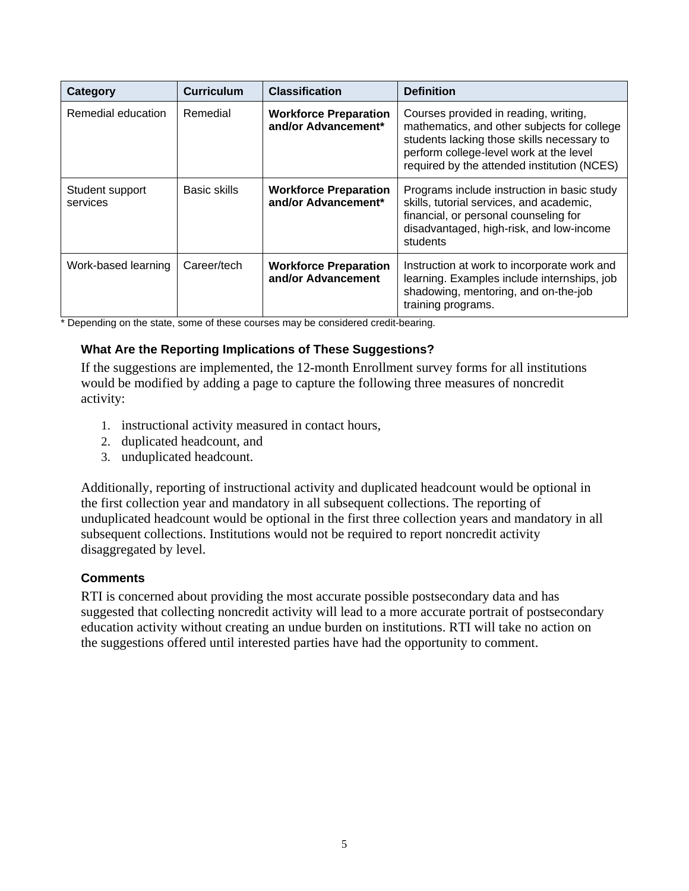| Category | Curriculum | Classification | Definition |
|---|---|---|---|
| Remedial education | Remedial | **Workforce Preparation and/or Advancement*** | Courses provided in reading, writing, mathematics, and other subjects for college students lacking those skills necessary to perform college-level work at the level required by the attended institution (NCES) |
| Student support services | Basic skills | **Workforce Preparation and/or Advancement*** | Programs include instruction in basic study skills, tutorial services, and academic, financial, or personal counseling for disadvantaged, high-risk, and low-income students |
| Work-based learning | Career/tech | **Workforce Preparation and/or Advancement** | Instruction at work to incorporate work and learning. Examples include internships, job shadowing, mentoring, and on-the-job training programs. |

* Depending on the state, some of these courses may be considered credit-bearing.

### What Are the Reporting Implications of These Suggestions?

If the suggestions are implemented, the 12-month Enrollment survey forms for all institutions would be modified by adding a page to capture the following three measures of noncredit activity:

1. instructional activity measured in contact hours,
2. duplicated headcount, and
3. unduplicated headcount.

Additionally, reporting of instructional activity and duplicated headcount would be optional in the first collection year and mandatory in all subsequent collections. The reporting of unduplicated headcount would be optional in the first three collection years and mandatory in all subsequent collections. Institutions would not be required to report noncredit activity disaggregated by level.

### Comments

RTI is concerned about providing the most accurate possible postsecondary data and has suggested that collecting noncredit activity will lead to a more accurate portrait of postsecondary education activity without creating an undue burden on institutions. RTI will take no action on the suggestions offered until interested parties have had the opportunity to comment.